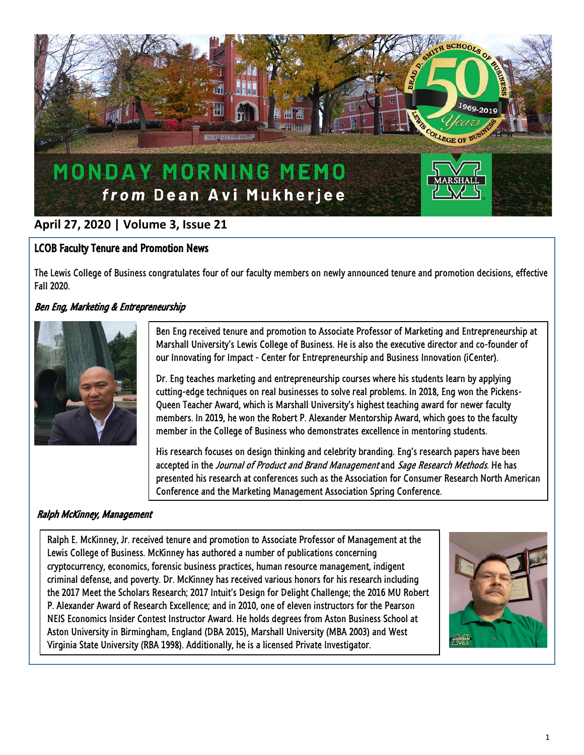# MONDAY MORNING MEMO
### *from* Dean Avi Mukherjee

**April 27, 2020 | Volume 3, Issue 21**

## LCOB Faculty Tenure and Promotion News

The Lewis College of Business congratulates four of our faculty members on newly announced tenure and promotion decisions, effective Fall 2020.

### *Ben Eng, Marketing & Entrepreneurship*

Ben Eng received tenure and promotion to Associate Professor of Marketing and Entrepreneurship at Marshall University's Lewis College of Business. He is also the executive director and co-founder of our Innovating for Impact - Center for Entrepreneurship and Business Innovation (iCenter).

Dr. Eng teaches marketing and entrepreneurship courses where his students learn by applying cutting-edge techniques on real businesses to solve real problems. In 2018, Eng won the Pickens-Queen Teacher Award, which is Marshall University's highest teaching award for newer faculty members. In 2019, he won the Robert P. Alexander Mentorship Award, which goes to the faculty member in the College of Business who demonstrates excellence in mentoring students.

His research focuses on design thinking and celebrity branding. Eng's research papers have been accepted in the *Journal of Product and Brand Management* and *Sage Research Methods*. He has presented his research at conferences such as the Association for Consumer Research North American Conference and the Marketing Management Association Spring Conference.

### *Ralph McKinney, Management*

Ralph E. McKinney, Jr. received tenure and promotion to Associate Professor of Management at the Lewis College of Business. McKinney has authored a number of publications concerning cryptocurrency, economics, forensic business practices, human resource management, indigent criminal defense, and poverty. Dr. McKinney has received various honors for his research including the 2017 Meet the Scholars Research; 2017 Intuit's Design for Delight Challenge; the 2016 MU Robert P. Alexander Award of Research Excellence; and in 2010, one of eleven instructors for the Pearson NEIS Economics Insider Contest Instructor Award. He holds degrees from Aston Business School at Aston University in Birmingham, England (DBA 2015), Marshall University (MBA 2003) and West Virginia State University (RBA 1998). Additionally, he is a licensed Private Investigator.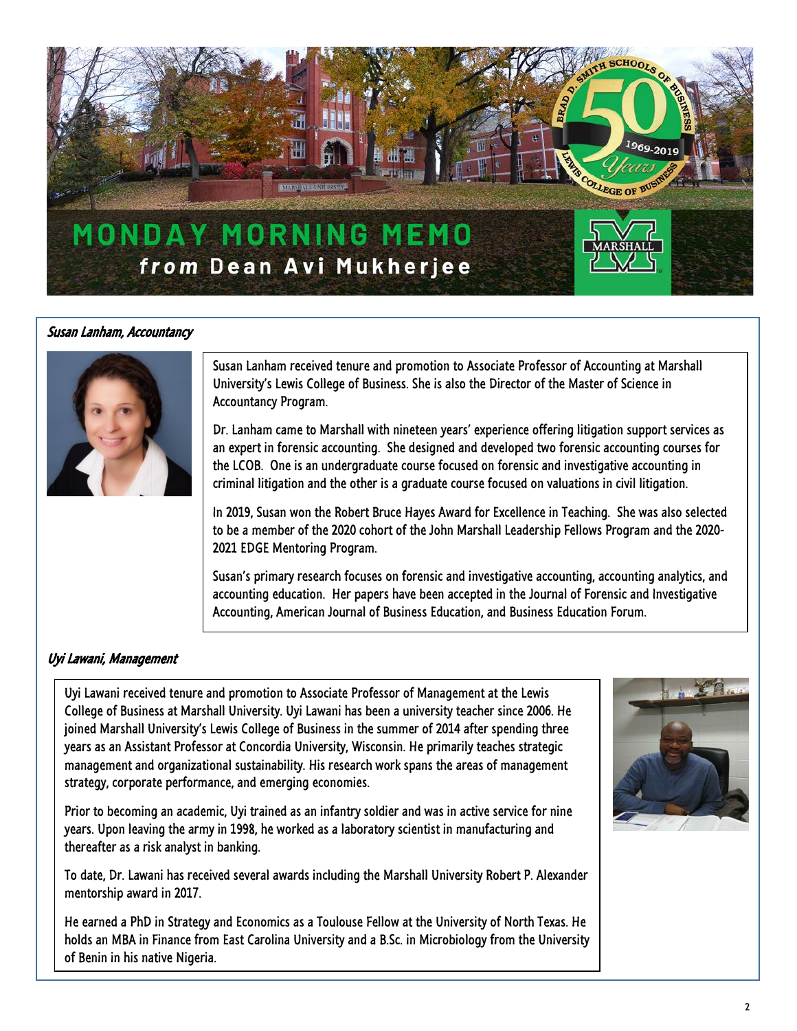# MONDAY MORNING MEMO

## *from* Dean Avi Mukherjee

### *Susan Lanham, Accountancy*

Susan Lanham received tenure and promotion to Associate Professor of Accounting at Marshall University's Lewis College of Business. She is also the Director of the Master of Science in Accountancy Program.

Dr. Lanham came to Marshall with nineteen years' experience offering litigation support services as an expert in forensic accounting. She designed and developed two forensic accounting courses for the LCOB. One is an undergraduate course focused on forensic and investigative accounting in criminal litigation and the other is a graduate course focused on valuations in civil litigation.

In 2019, Susan won the Robert Bruce Hayes Award for Excellence in Teaching. She was also selected to be a member of the 2020 cohort of the John Marshall Leadership Fellows Program and the 2020-2021 EDGE Mentoring Program.

Susan's primary research focuses on forensic and investigative accounting, accounting analytics, and accounting education. Her papers have been accepted in the Journal of Forensic and Investigative Accounting, American Journal of Business Education, and Business Education Forum.

### *Uyi Lawani, Management*

Uyi Lawani received tenure and promotion to Associate Professor of Management at the Lewis College of Business at Marshall University. Uyi Lawani has been a university teacher since 2006. He joined Marshall University's Lewis College of Business in the summer of 2014 after spending three years as an Assistant Professor at Concordia University, Wisconsin. He primarily teaches strategic management and organizational sustainability. His research work spans the areas of management strategy, corporate performance, and emerging economies.

Prior to becoming an academic, Uyi trained as an infantry soldier and was in active service for nine years. Upon leaving the army in 1998, he worked as a laboratory scientist in manufacturing and thereafter as a risk analyst in banking.

To date, Dr. Lawani has received several awards including the Marshall University Robert P. Alexander mentorship award in 2017.

He earned a PhD in Strategy and Economics as a Toulouse Fellow at the University of North Texas. He holds an MBA in Finance from East Carolina University and a B.Sc. in Microbiology from the University of Benin in his native Nigeria.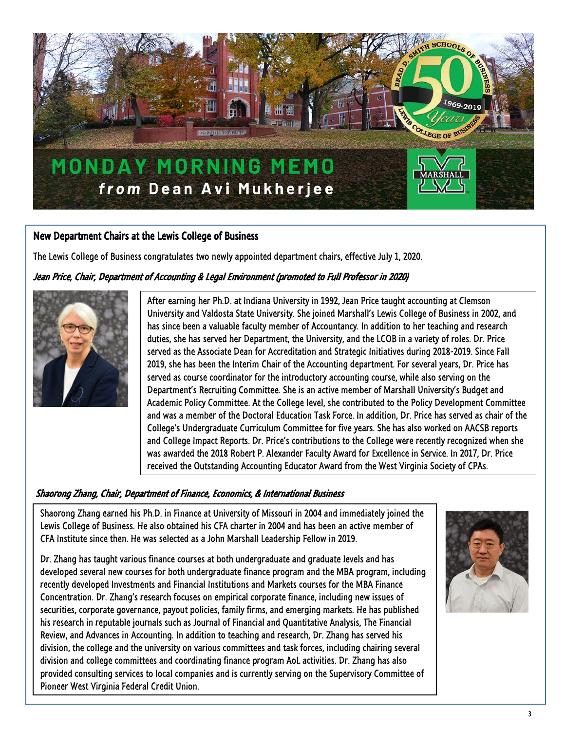# MONDAY MORNING MEMO

*from* **Dean Avi Mukherjee**

## New Department Chairs at the Lewis College of Business

The Lewis College of Business congratulates two newly appointed department chairs, effective July 1, 2020.

### *Jean Price, Chair, Department of Accounting & Legal Environment (promoted to Full Professor in 2020)*

After earning her Ph.D. at Indiana University in 1992, Jean Price taught accounting at Clemson University and Valdosta State University. She joined Marshall's Lewis College of Business in 2002, and has since been a valuable faculty member of Accountancy. In addition to her teaching and research duties, she has served her Department, the University, and the LCOB in a variety of roles. Dr. Price served as the Associate Dean for Accreditation and Strategic Initiatives during 2018-2019. Since Fall 2019, she has been the Interim Chair of the Accounting department. For several years, Dr. Price has served as course coordinator for the introductory accounting course, while also serving on the Department's Recruiting Committee. She is an active member of Marshall University's Budget and Academic Policy Committee. At the College level, she contributed to the Policy Development Committee and was a member of the Doctoral Education Task Force. In addition, Dr. Price has served as chair of the College's Undergraduate Curriculum Committee for five years. She has also worked on AACSB reports and College Impact Reports. Dr. Price's contributions to the College were recently recognized when she was awarded the 2018 Robert P. Alexander Faculty Award for Excellence in Service. In 2017, Dr. Price received the Outstanding Accounting Educator Award from the West Virginia Society of CPAs.

### *Shaorong Zhang, Chair, Department of Finance, Economics, & International Business*

Shaorong Zhang earned his Ph.D. in Finance at University of Missouri in 2004 and immediately joined the Lewis College of Business. He also obtained his CFA charter in 2004 and has been an active member of CFA Institute since then. He was selected as a John Marshall Leadership Fellow in 2019.

Dr. Zhang has taught various finance courses at both undergraduate and graduate levels and has developed several new courses for both undergraduate finance program and the MBA program, including recently developed Investments and Financial Institutions and Markets courses for the MBA Finance Concentration. Dr. Zhang's research focuses on empirical corporate finance, including new issues of securities, corporate governance, payout policies, family firms, and emerging markets. He has published his research in reputable journals such as Journal of Financial and Quantitative Analysis, The Financial Review, and Advances in Accounting. In addition to teaching and research, Dr. Zhang has served his division, the college and the university on various committees and task forces, including chairing several division and college committees and coordinating finance program AoL activities. Dr. Zhang has also provided consulting services to local companies and is currently serving on the Supervisory Committee of Pioneer West Virginia Federal Credit Union.